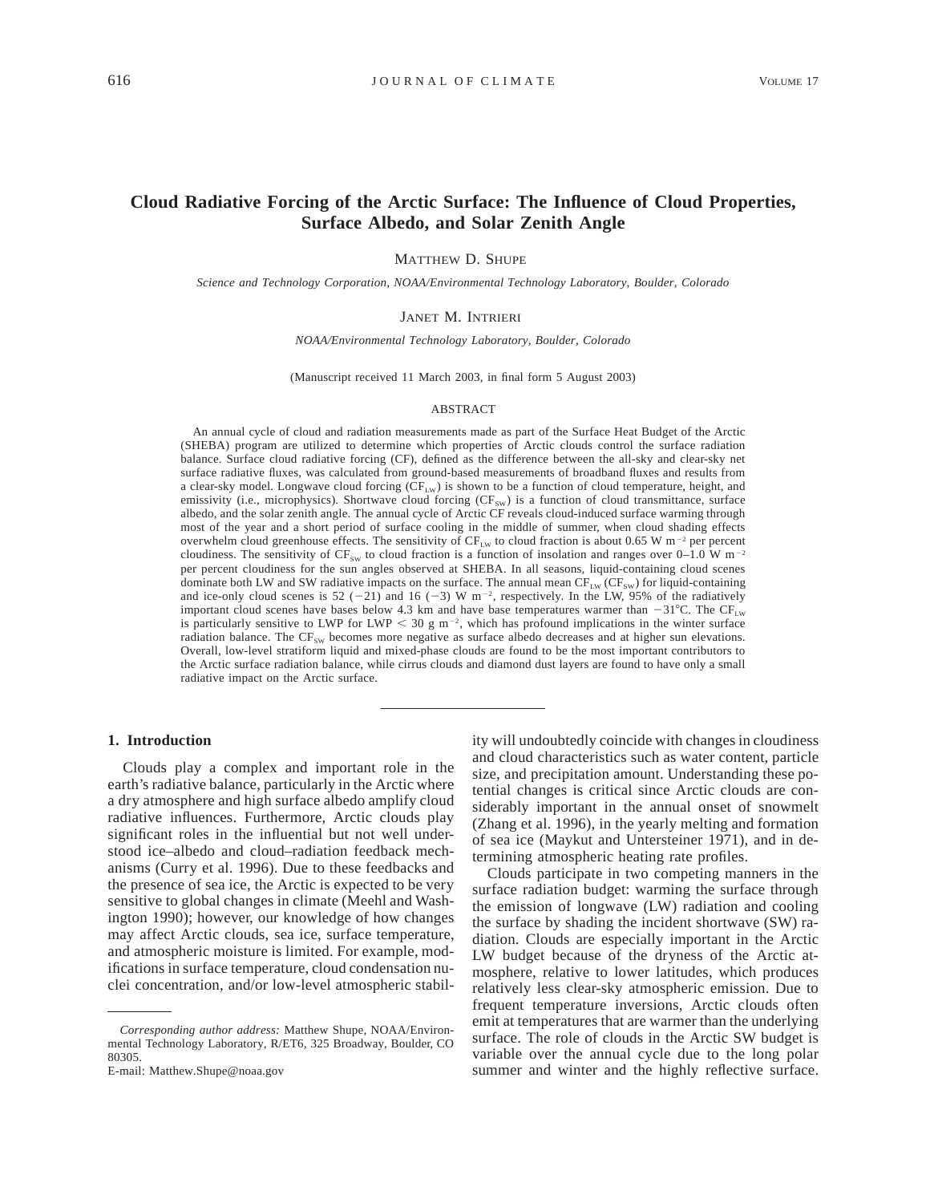# Cloud Radiative Forcing of the Arctic Surface: The Influence of Cloud Properties, Surface Albedo, and Solar Zenith Angle

MATTHEW D. SHUPE

*Science and Technology Corporation, NOAA/Environmental Technology Laboratory, Boulder, Colorado*

JANET M. INTRIERI

*NOAA/Environmental Technology Laboratory, Boulder, Colorado*

(Manuscript received 11 March 2003, in final form 5 August 2003)

## ABSTRACT

An annual cycle of cloud and radiation measurements made as part of the Surface Heat Budget of the Arctic (SHEBA) program are utilized to determine which properties of Arctic clouds control the surface radiation balance. Surface cloud radiative forcing (CF), defined as the difference between the all-sky and clear-sky net surface radiative fluxes, was calculated from ground-based measurements of broadband fluxes and results from a clear-sky model. Longwave cloud forcing ($CF_{LW}$) is shown to be a function of cloud temperature, height, and emissivity (i.e., microphysics). Shortwave cloud forcing ($CF_{SW}$) is a function of cloud transmittance, surface albedo, and the solar zenith angle. The annual cycle of Arctic CF reveals cloud-induced surface warming through most of the year and a short period of surface cooling in the middle of summer, when cloud shading effects overwhelm cloud greenhouse effects. The sensitivity of $CF_{LW}$ to cloud fraction is about 0.65 W m$^{-2}$ per percent cloudiness. The sensitivity of $CF_{SW}$ to cloud fraction is a function of insolation and ranges over 0–1.0 W m$^{-2}$ per percent cloudiness for the sun angles observed at SHEBA. In all seasons, liquid-containing cloud scenes dominate both LW and SW radiative impacts on the surface. The annual mean $CF_{LW}$ ($CF_{SW}$) for liquid-containing and ice-only cloud scenes is 52 (−21) and 16 (−3) W m$^{-2}$, respectively. In the LW, 95% of the radiatively important cloud scenes have bases below 4.3 km and have base temperatures warmer than −31°C. The $CF_{LW}$ is particularly sensitive to LWP for LWP < 30 g m$^{-2}$, which has profound implications in the winter surface radiation balance. The $CF_{SW}$ becomes more negative as surface albedo decreases and at higher sun elevations. Overall, low-level stratiform liquid and mixed-phase clouds are found to be the most important contributors to the Arctic surface radiation balance, while cirrus clouds and diamond dust layers are found to have only a small radiative impact on the Arctic surface.

## 1. Introduction

Clouds play a complex and important role in the earth's radiative balance, particularly in the Arctic where a dry atmosphere and high surface albedo amplify cloud radiative influences. Furthermore, Arctic clouds play significant roles in the influential but not well understood ice–albedo and cloud–radiation feedback mechanisms (Curry et al. 1996). Due to these feedbacks and the presence of sea ice, the Arctic is expected to be very sensitive to global changes in climate (Meehl and Washington 1990); however, our knowledge of how changes may affect Arctic clouds, sea ice, surface temperature, and atmospheric moisture is limited. For example, modifications in surface temperature, cloud condensation nuclei concentration, and/or low-level atmospheric stability will undoubtedly coincide with changes in cloudiness and cloud characteristics such as water content, particle size, and precipitation amount. Understanding these potential changes is critical since Arctic clouds are considerably important in the annual onset of snowmelt (Zhang et al. 1996), in the yearly melting and formation of sea ice (Maykut and Untersteiner 1971), and in determining atmospheric heating rate profiles.

Clouds participate in two competing manners in the surface radiation budget: warming the surface through the emission of longwave (LW) radiation and cooling the surface by shading the incident shortwave (SW) radiation. Clouds are especially important in the Arctic LW budget because of the dryness of the Arctic atmosphere, relative to lower latitudes, which produces relatively less clear-sky atmospheric emission. Due to frequent temperature inversions, Arctic clouds often emit at temperatures that are warmer than the underlying surface. The role of clouds in the Arctic SW budget is variable over the annual cycle due to the long polar summer and winter and the highly reflective surface.

*Corresponding author address:* Matthew Shupe, NOAA/Environmental Technology Laboratory, R/ET6, 325 Broadway, Boulder, CO 80305.
E-mail: Matthew.Shupe@noaa.gov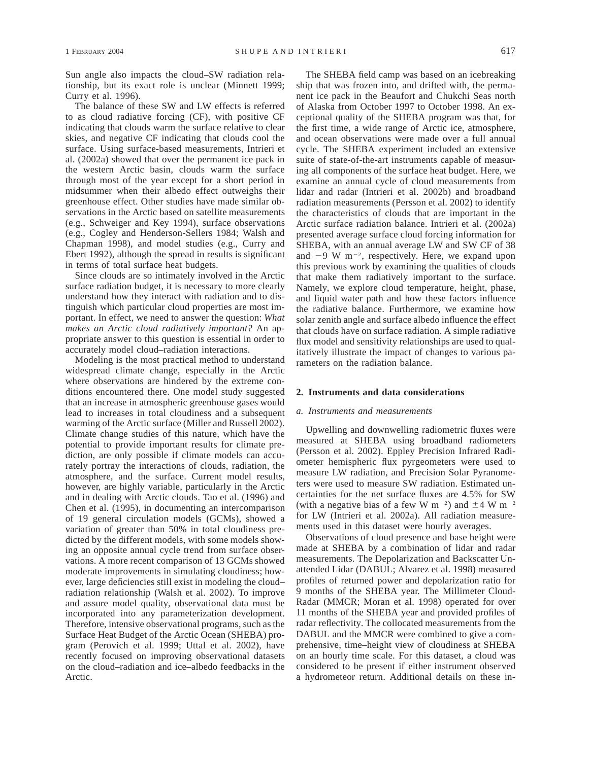Sun angle also impacts the cloud–SW radiation relationship, but its exact role is unclear (Minnett 1999; Curry et al. 1996).

The balance of these SW and LW effects is referred to as cloud radiative forcing (CF), with positive CF indicating that clouds warm the surface relative to clear skies, and negative CF indicating that clouds cool the surface. Using surface-based measurements, Intrieri et al. (2002a) showed that over the permanent ice pack in the western Arctic basin, clouds warm the surface through most of the year except for a short period in midsummer when their albedo effect outweighs their greenhouse effect. Other studies have made similar observations in the Arctic based on satellite measurements (e.g., Schweiger and Key 1994), surface observations (e.g., Cogley and Henderson-Sellers 1984; Walsh and Chapman 1998), and model studies (e.g., Curry and Ebert 1992), although the spread in results is significant in terms of total surface heat budgets.

Since clouds are so intimately involved in the Arctic surface radiation budget, it is necessary to more clearly understand how they interact with radiation and to distinguish which particular cloud properties are most important. In effect, we need to answer the question: *What makes an Arctic cloud radiatively important?* An appropriate answer to this question is essential in order to accurately model cloud–radiation interactions.

Modeling is the most practical method to understand widespread climate change, especially in the Arctic where observations are hindered by the extreme conditions encountered there. One model study suggested that an increase in atmospheric greenhouse gases would lead to increases in total cloudiness and a subsequent warming of the Arctic surface (Miller and Russell 2002). Climate change studies of this nature, which have the potential to provide important results for climate prediction, are only possible if climate models can accurately portray the interactions of clouds, radiation, the atmosphere, and the surface. Current model results, however, are highly variable, particularly in the Arctic and in dealing with Arctic clouds. Tao et al. (1996) and Chen et al. (1995), in documenting an intercomparison of 19 general circulation models (GCMs), showed a variation of greater than 50% in total cloudiness predicted by the different models, with some models showing an opposite annual cycle trend from surface observations. A more recent comparison of 13 GCMs showed moderate improvements in simulating cloudiness; however, large deficiencies still exist in modeling the cloud–radiation relationship (Walsh et al. 2002). To improve and assure model quality, observational data must be incorporated into any parameterization development. Therefore, intensive observational programs, such as the Surface Heat Budget of the Arctic Ocean (SHEBA) program (Perovich et al. 1999; Uttal et al. 2002), have recently focused on improving observational datasets on the cloud–radiation and ice–albedo feedbacks in the Arctic.

The SHEBA field camp was based on an icebreaking ship that was frozen into, and drifted with, the permanent ice pack in the Beaufort and Chukchi Seas north of Alaska from October 1997 to October 1998. An exceptional quality of the SHEBA program was that, for the first time, a wide range of Arctic ice, atmosphere, and ocean observations were made over a full annual cycle. The SHEBA experiment included an extensive suite of state-of-the-art instruments capable of measuring all components of the surface heat budget. Here, we examine an annual cycle of cloud measurements from lidar and radar (Intrieri et al. 2002b) and broadband radiation measurements (Persson et al. 2002) to identify the characteristics of clouds that are important in the Arctic surface radiation balance. Intrieri et al. (2002a) presented average surface cloud forcing information for SHEBA, with an annual average LW and SW CF of 38 and $-9$ W m$^{-2}$, respectively. Here, we expand upon this previous work by examining the qualities of clouds that make them radiatively important to the surface. Namely, we explore cloud temperature, height, phase, and liquid water path and how these factors influence the radiative balance. Furthermore, we examine how solar zenith angle and surface albedo influence the effect that clouds have on surface radiation. A simple radiative flux model and sensitivity relationships are used to qualitatively illustrate the impact of changes to various parameters on the radiation balance.

## 2. Instruments and data considerations

### *a. Instruments and measurements*

Upwelling and downwelling radiometric fluxes were measured at SHEBA using broadband radiometers (Persson et al. 2002). Eppley Precision Infrared Radiometer hemispheric flux pyrgeometers were used to measure LW radiation, and Precision Solar Pyranometers were used to measure SW radiation. Estimated uncertainties for the net surface fluxes are 4.5% for SW (with a negative bias of a few W m$^{-2}$) and $\pm 4$ W m$^{-2}$ for LW (Intrieri et al. 2002a). All radiation measurements used in this dataset were hourly averages.

Observations of cloud presence and base height were made at SHEBA by a combination of lidar and radar measurements. The Depolarization and Backscatter Unattended Lidar (DABUL; Alvarez et al. 1998) measured profiles of returned power and depolarization ratio for 9 months of the SHEBA year. The Millimeter Cloud-Radar (MMCR; Moran et al. 1998) operated for over 11 months of the SHEBA year and provided profiles of radar reflectivity. The collocated measurements from the DABUL and the MMCR were combined to give a comprehensive, time–height view of cloudiness at SHEBA on an hourly time scale. For this dataset, a cloud was considered to be present if either instrument observed a hydrometeor return. Additional details on these in-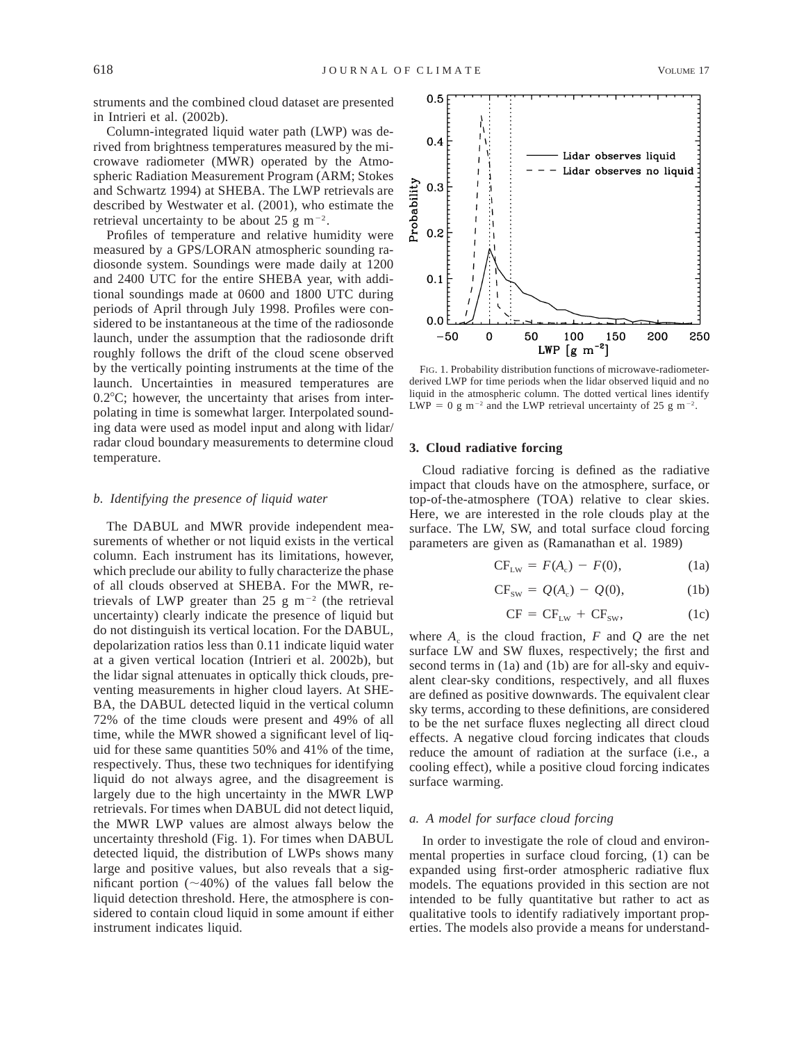struments and the combined cloud dataset are presented in Intrieri et al. (2002b).

Column-integrated liquid water path (LWP) was derived from brightness temperatures measured by the microwave radiometer (MWR) operated by the Atmospheric Radiation Measurement Program (ARM; Stokes and Schwartz 1994) at SHEBA. The LWP retrievals are described by Westwater et al. (2001), who estimate the retrieval uncertainty to be about 25 g $m^{-2}$.

Profiles of temperature and relative humidity were measured by a GPS/LORAN atmospheric sounding radiosonde system. Soundings were made daily at 1200 and 2400 UTC for the entire SHEBA year, with additional soundings made at 0600 and 1800 UTC during periods of April through July 1998. Profiles were considered to be instantaneous at the time of the radiosonde launch, under the assumption that the radiosonde drift roughly follows the drift of the cloud scene observed by the vertically pointing instruments at the time of the launch. Uncertainties in measured temperatures are 0.2°C; however, the uncertainty that arises from interpolating in time is somewhat larger. Interpolated sounding data were used as model input and along with lidar/radar cloud boundary measurements to determine cloud temperature.

### *b. Identifying the presence of liquid water*

The DABUL and MWR provide independent measurements of whether or not liquid exists in the vertical column. Each instrument has its limitations, however, which preclude our ability to fully characterize the phase of all clouds observed at SHEBA. For the MWR, retrievals of LWP greater than 25 g $m^{-2}$ (the retrieval uncertainty) clearly indicate the presence of liquid but do not distinguish its vertical location. For the DABUL, depolarization ratios less than 0.11 indicate liquid water at a given vertical location (Intrieri et al. 2002b), but the lidar signal attenuates in optically thick clouds, preventing measurements in higher cloud layers. At SHEBA, the DABUL detected liquid in the vertical column 72% of the time clouds were present and 49% of all time, while the MWR showed a significant level of liquid for these same quantities 50% and 41% of the time, respectively. Thus, these two techniques for identifying liquid do not always agree, and the disagreement is largely due to the high uncertainty in the MWR LWP retrievals. For times when DABUL did not detect liquid, the MWR LWP values are almost always below the uncertainty threshold (Fig. 1). For times when DABUL detected liquid, the distribution of LWPs shows many large and positive values, but also reveals that a significant portion (~40%) of the values fall below the liquid detection threshold. Here, the atmosphere is considered to contain cloud liquid in some amount if either instrument indicates liquid.

FIG. 1. Probability distribution functions of microwave-radiometer-derived LWP for time periods when the lidar observed liquid and no liquid in the atmospheric column. The dotted vertical lines identify LWP = 0 g $m^{-2}$ and the LWP retrieval uncertainty of 25 g $m^{-2}$.

## 3. Cloud radiative forcing

Cloud radiative forcing is defined as the radiative impact that clouds have on the atmosphere, surface, or top-of-the-atmosphere (TOA) relative to clear skies. Here, we are interested in the role clouds play at the surface. The LW, SW, and total surface cloud forcing parameters are given as (Ramanathan et al. 1989)

$$CF_{LW} = F(A_c) - F(0), \tag{1a}$$

$$CF_{SW} = Q(A_c) - Q(0), \tag{1b}$$

$$CF = CF_{LW} + CF_{SW}, \tag{1c}$$

where $A_c$ is the cloud fraction, $F$ and $Q$ are the net surface LW and SW fluxes, respectively; the first and second terms in (1a) and (1b) are for all-sky and equivalent clear-sky conditions, respectively, and all fluxes are defined as positive downwards. The equivalent clear sky terms, according to these definitions, are considered to be the net surface fluxes neglecting all direct cloud effects. A negative cloud forcing indicates that clouds reduce the amount of radiation at the surface (i.e., a cooling effect), while a positive cloud forcing indicates surface warming.

### *a. A model for surface cloud forcing*

In order to investigate the role of cloud and environmental properties in surface cloud forcing, (1) can be expanded using first-order atmospheric radiative flux models. The equations provided in this section are not intended to be fully quantitative but rather to act as qualitative tools to identify radiatively important properties. The models also provide a means for understand-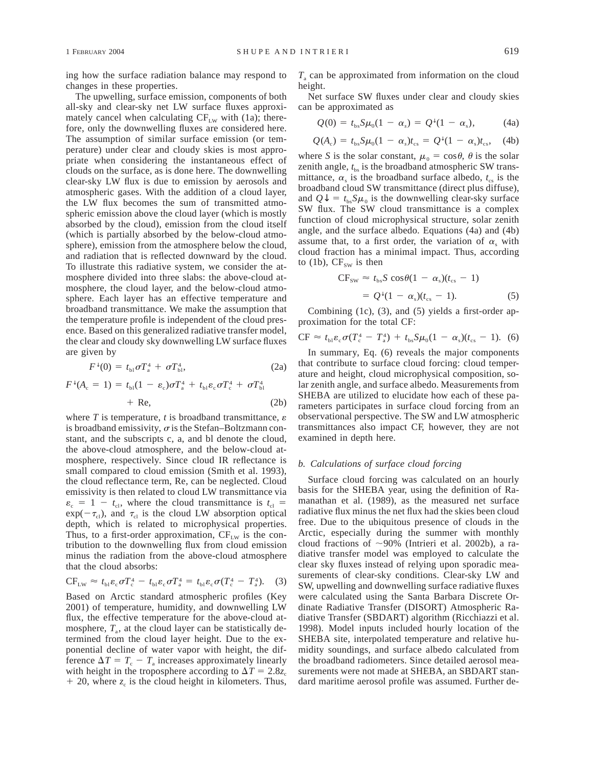ing how the surface radiation balance may respond to changes in these properties.

The upwelling, surface emission, components of both all-sky and clear-sky net LW surface fluxes approximately cancel when calculating $CF_{LW}$ with (1a); therefore, only the downwelling fluxes are considered here. The assumption of similar surface emission (or temperature) under clear and cloudy skies is most appropriate when considering the instantaneous effect of clouds on the surface, as is done here. The downwelling clear-sky LW flux is due to emission by aerosols and atmospheric gases. With the addition of a cloud layer, the LW flux becomes the sum of transmitted atmospheric emission above the cloud layer (which is mostly absorbed by the cloud), emission from the cloud itself (which is partially absorbed by the below-cloud atmosphere), emission from the atmosphere below the cloud, and radiation that is reflected downward by the cloud. To illustrate this radiative system, we consider the atmosphere divided into three slabs: the above-cloud atmosphere, the cloud layer, and the below-cloud atmosphere. Each layer has an effective temperature and broadband transmittance. We make the assumption that the temperature profile is independent of the cloud presence. Based on this generalized radiative transfer model, the clear and cloudy sky downwelling LW surface fluxes are given by

$$F^{\downarrow}(0) = t_{bl}\sigma T_a^4 + \sigma T_{bl}^4, \tag{2a}$$

$$F^{\downarrow}(A_c = 1) = t_{bl}(1 - \varepsilon_c)\sigma T_a^4 + t_{bl}\varepsilon_c \sigma T_c^4 + \sigma T_{bl}^4 + \text{Re}, \tag{2b}$$

where $T$ is temperature, $t$ is broadband transmittance, $\varepsilon$ is broadband emissivity, $\sigma$ is the Stefan–Boltzmann constant, and the subscripts c, a, and bl denote the cloud, the above-cloud atmosphere, and the below-cloud atmosphere, respectively. Since cloud IR reflectance is small compared to cloud emission (Smith et al. 1993), the cloud reflectance term, Re, can be neglected. Cloud emissivity is then related to cloud LW transmittance via $\varepsilon_c = 1 - t_{cl}$, where the cloud transmittance is $t_{cl} = \exp(-\tau_{cl})$, and $\tau_{cl}$ is the cloud LW absorption optical depth, which is related to microphysical properties. Thus, to a first-order approximation, $CF_{LW}$ is the contribution to the downwelling flux from cloud emission minus the radiation from the above-cloud atmosphere that the cloud absorbs:

$$CF_{LW} \approx t_{bl}\varepsilon_c \sigma T_c^4 - t_{bl}\varepsilon_c \sigma T_a^4 = t_{bl}\varepsilon_c \sigma (T_c^4 - T_a^4). \tag{3}$$

Based on Arctic standard atmospheric profiles (Key 2001) of temperature, humidity, and downwelling LW flux, the effective temperature for the above-cloud atmosphere, $T_a$, at the cloud layer can be statistically determined from the cloud layer height. Due to the exponential decline of water vapor with height, the difference $\Delta T = T_c - T_a$ increases approximately linearly with height in the troposphere according to $\Delta T = 2.8z_c + 20$, where $z_c$ is the cloud height in kilometers. Thus, $T_a$ can be approximated from information on the cloud height.

Net surface SW fluxes under clear and cloudy skies can be approximated as

$$Q(0) = t_{bs}S\mu_0(1 - \alpha_s) = Q^{\downarrow}(1 - \alpha_s), \tag{4a}$$

$$Q(A_c) = t_{bs}S\mu_0(1 - \alpha_s)t_{cs} = Q^{\downarrow}(1 - \alpha_s)t_{cs}, \tag{4b}$$

where $S$ is the solar constant, $\mu_0 = \cos\theta$, $\theta$ is the solar zenith angle, $t_{bs}$ is the broadband atmospheric SW transmittance, $\alpha_s$ is the broadband surface albedo, $t_{cs}$ is the broadband cloud SW transmittance (direct plus diffuse), and $Q\downarrow = t_{bs}S\mu_0$ is the downwelling clear-sky surface SW flux. The SW cloud transmittance is a complex function of cloud microphysical structure, solar zenith angle, and the surface albedo. Equations (4a) and (4b) assume that, to a first order, the variation of $\alpha_s$ with cloud fraction has a minimal impact. Thus, according to (1b), $CF_{SW}$ is then

$$CF_{SW} \approx t_{bs}S\cos\theta(1 - \alpha_s)(t_{cs} - 1) = Q^{\downarrow}(1 - \alpha_s)(t_{cs} - 1). \tag{5}$$

Combining (1c), (3), and (5) yields a first-order approximation for the total CF:

$$CF \approx t_{bl}\varepsilon_c \sigma (T_c^4 - T_a^4) + t_{bs}S\mu_0(1 - \alpha_s)(t_{cs} - 1). \tag{6}$$

In summary, Eq. (6) reveals the major components that contribute to surface cloud forcing: cloud temperature and height, cloud microphysical composition, solar zenith angle, and surface albedo. Measurements from SHEBA are utilized to elucidate how each of these parameters participates in surface cloud forcing from an observational perspective. The SW and LW atmospheric transmittances also impact CF, however, they are not examined in depth here.

### *b. Calculations of surface cloud forcing*

Surface cloud forcing was calculated on an hourly basis for the SHEBA year, using the definition of Ramanathan et al. (1989), as the measured net surface radiative flux minus the net flux had the skies been cloud free. Due to the ubiquitous presence of clouds in the Arctic, especially during the summer with monthly cloud fractions of ~90% (Intrieri et al. 2002b), a radiative transfer model was employed to calculate the clear sky fluxes instead of relying upon sporadic measurements of clear-sky conditions. Clear-sky LW and SW, upwelling and downwelling surface radiative fluxes were calculated using the Santa Barbara Discrete Ordinate Radiative Transfer (DISORT) Atmospheric Radiative Transfer (SBDART) algorithm (Ricchiazzi et al. 1998). Model inputs included hourly location of the SHEBA site, interpolated temperature and relative humidity soundings, and surface albedo calculated from the broadband radiometers. Since detailed aerosol measurements were not made at SHEBA, an SBDART standard maritime aerosol profile was assumed. Further de-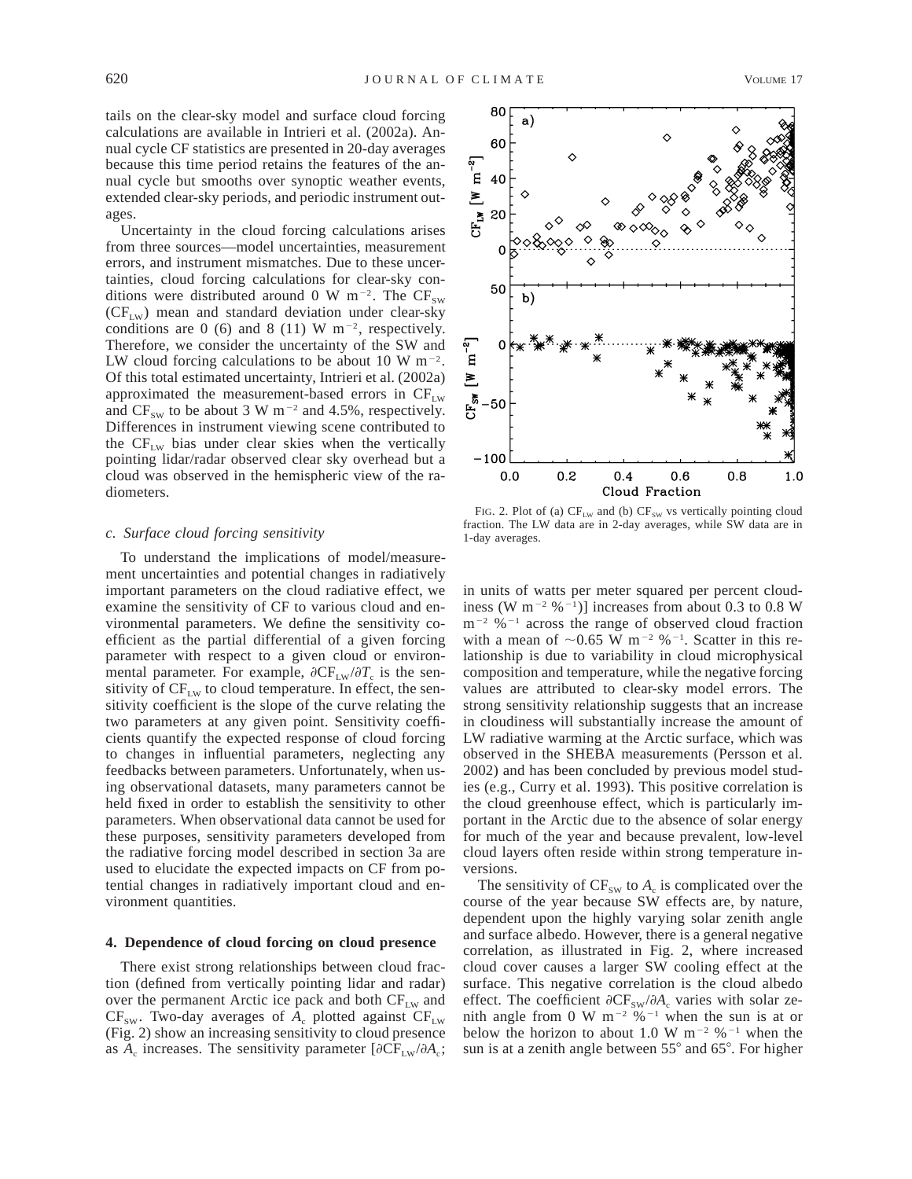tails on the clear-sky model and surface cloud forcing calculations are available in Intrieri et al. (2002a). Annual cycle CF statistics are presented in 20-day averages because this time period retains the features of the annual cycle but smooths over synoptic weather events, extended clear-sky periods, and periodic instrument outages.

Uncertainty in the cloud forcing calculations arises from three sources—model uncertainties, measurement errors, and instrument mismatches. Due to these uncertainties, cloud forcing calculations for clear-sky conditions were distributed around 0 W m$^{-2}$. The $CF_{SW}$ ($CF_{LW}$) mean and standard deviation under clear-sky conditions are 0 (6) and 8 (11) W m$^{-2}$, respectively. Therefore, we consider the uncertainty of the SW and LW cloud forcing calculations to be about 10 W m$^{-2}$. Of this total estimated uncertainty, Intrieri et al. (2002a) approximated the measurement-based errors in $CF_{LW}$ and $CF_{SW}$ to be about 3 W m$^{-2}$ and 4.5%, respectively. Differences in instrument viewing scene contributed to the $CF_{LW}$ bias under clear skies when the vertically pointing lidar/radar observed clear sky overhead but a cloud was observed in the hemispheric view of the radiometers.

### *c. Surface cloud forcing sensitivity*

To understand the implications of model/measurement uncertainties and potential changes in radiatively important parameters on the cloud radiative effect, we examine the sensitivity of CF to various cloud and environmental parameters. We define the sensitivity coefficient as the partial differential of a given forcing parameter with respect to a given cloud or environmental parameter. For example, $\partial CF_{LW}/\partial T_c$ is the sensitivity of $CF_{LW}$ to cloud temperature. In effect, the sensitivity coefficient is the slope of the curve relating the two parameters at any given point. Sensitivity coefficients quantify the expected response of cloud forcing to changes in influential parameters, neglecting any feedbacks between parameters. Unfortunately, when using observational datasets, many parameters cannot be held fixed in order to establish the sensitivity to other parameters. When observational data cannot be used for these purposes, sensitivity parameters developed from the radiative forcing model described in section 3a are used to elucidate the expected impacts on CF from potential changes in radiatively important cloud and environment quantities.

## 4. Dependence of cloud forcing on cloud presence

There exist strong relationships between cloud fraction (defined from vertically pointing lidar and radar) over the permanent Arctic ice pack and both $CF_{LW}$ and $CF_{SW}$. Two-day averages of $A_c$ plotted against $CF_{LW}$ (Fig. 2) show an increasing sensitivity to cloud presence as $A_c$ increases. The sensitivity parameter [$\partial CF_{LW}/\partial A_c$; in units of watts per meter squared per percent cloudiness (W m$^{-2}$ %$^{-1}$)] increases from about 0.3 to 0.8 W m$^{-2}$ %$^{-1}$ across the range of observed cloud fraction with a mean of ~0.65 W m$^{-2}$ %$^{-1}$. Scatter in this relationship is due to variability in cloud microphysical composition and temperature, while the negative forcing values are attributed to clear-sky model errors. The strong sensitivity relationship suggests that an increase in cloudiness will substantially increase the amount of LW radiative warming at the Arctic surface, which was observed in the SHEBA measurements (Persson et al. 2002) and has been concluded by previous model studies (e.g., Curry et al. 1993). This positive correlation is the cloud greenhouse effect, which is particularly important in the Arctic due to the absence of solar energy for much of the year and because prevalent, low-level cloud layers often reside within strong temperature inversions.

FIG. 2. Plot of (a) $CF_{LW}$ and (b) $CF_{SW}$ vs vertically pointing cloud fraction. The LW data are in 2-day averages, while SW data are in 1-day averages.

The sensitivity of $CF_{SW}$ to $A_c$ is complicated over the course of the year because SW effects are, by nature, dependent upon the highly varying solar zenith angle and surface albedo. However, there is a general negative correlation, as illustrated in Fig. 2, where increased cloud cover causes a larger SW cooling effect at the surface. This negative correlation is the cloud albedo effect. The coefficient $\partial CF_{SW}/\partial A_c$ varies with solar zenith angle from 0 W m$^{-2}$ %$^{-1}$ when the sun is at or below the horizon to about 1.0 W m$^{-2}$ %$^{-1}$ when the sun is at a zenith angle between 55° and 65°. For higher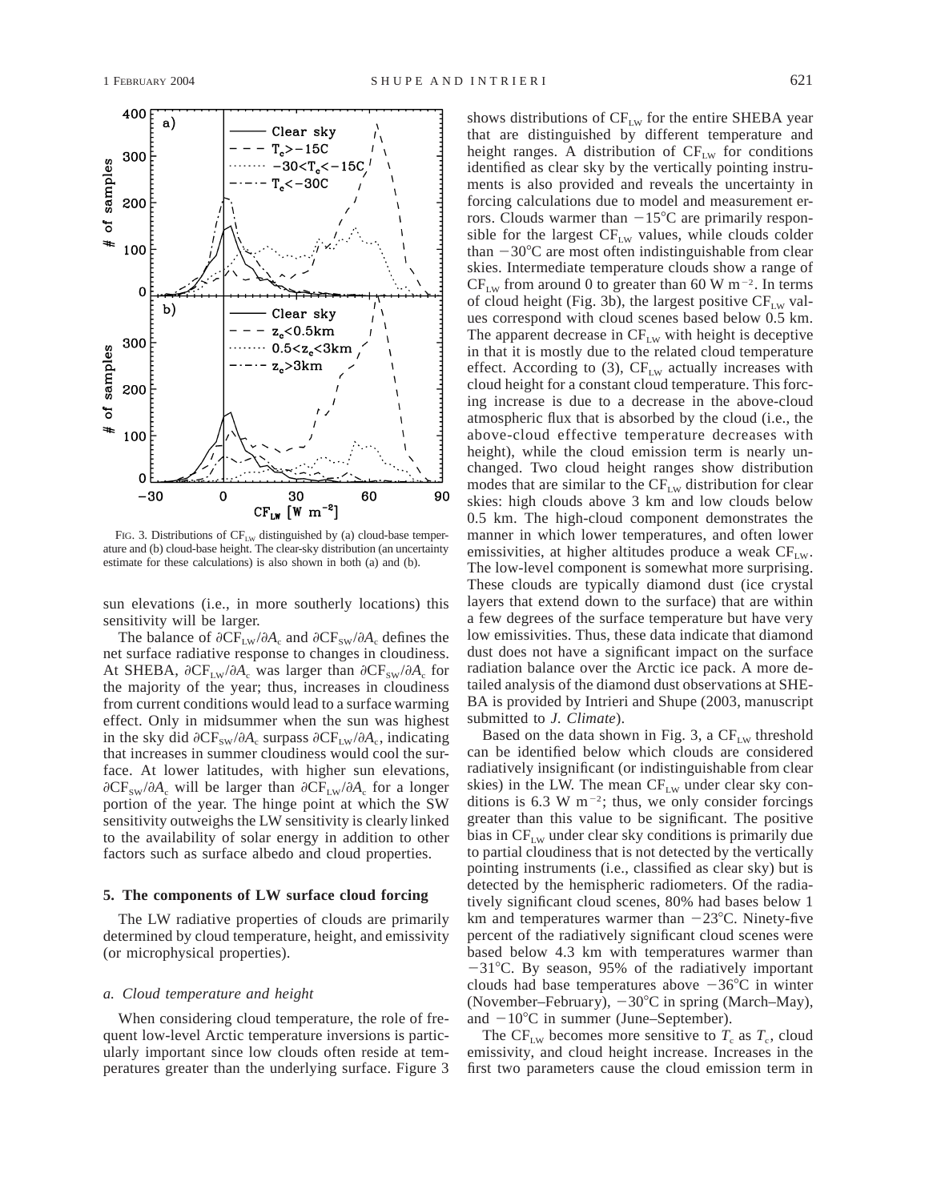FIG. 3. Distributions of $CF_{LW}$ distinguished by (a) cloud-base temperature and (b) cloud-base height. The clear-sky distribution (an uncertainty estimate for these calculations) is also shown in both (a) and (b).

sun elevations (i.e., in more southerly locations) this sensitivity will be larger.

The balance of $\partial CF_{LW}/\partial A_c$ and $\partial CF_{SW}/\partial A_c$ defines the net surface radiative response to changes in cloudiness. At SHEBA, $\partial CF_{LW}/\partial A_c$ was larger than $\partial CF_{SW}/\partial A_c$ for the majority of the year; thus, increases in cloudiness from current conditions would lead to a surface warming effect. Only in midsummer when the sun was highest in the sky did $\partial CF_{SW}/\partial A_c$ surpass $\partial CF_{LW}/\partial A_c$, indicating that increases in summer cloudiness would cool the surface. At lower latitudes, with higher sun elevations, $\partial CF_{SW}/\partial A_c$ will be larger than $\partial CF_{LW}/\partial A_c$ for a longer portion of the year. The hinge point at which the SW sensitivity outweighs the LW sensitivity is clearly linked to the availability of solar energy in addition to other factors such as surface albedo and cloud properties.

## 5. The components of LW surface cloud forcing

The LW radiative properties of clouds are primarily determined by cloud temperature, height, and emissivity (or microphysical properties).

### *a. Cloud temperature and height*

When considering cloud temperature, the role of frequent low-level Arctic temperature inversions is particularly important since low clouds often reside at temperatures greater than the underlying surface. Figure 3 shows distributions of $CF_{LW}$ for the entire SHEBA year that are distinguished by different temperature and height ranges. A distribution of $CF_{LW}$ for conditions identified as clear sky by the vertically pointing instruments is also provided and reveals the uncertainty in forcing calculations due to model and measurement errors. Clouds warmer than $-15°C$ are primarily responsible for the largest $CF_{LW}$ values, while clouds colder than $-30°C$ are most often indistinguishable from clear skies. Intermediate temperature clouds show a range of $CF_{LW}$ from around 0 to greater than 60 W m$^{-2}$. In terms of cloud height (Fig. 3b), the largest positive $CF_{LW}$ values correspond with cloud scenes based below 0.5 km. The apparent decrease in $CF_{LW}$ with height is deceptive in that it is mostly due to the related cloud temperature effect. According to (3), $CF_{LW}$ actually increases with cloud height for a constant cloud temperature. This forcing increase is due to a decrease in the above-cloud atmospheric flux that is absorbed by the cloud (i.e., the above-cloud effective temperature decreases with height), while the cloud emission term is nearly unchanged. Two cloud height ranges show distribution modes that are similar to the $CF_{LW}$ distribution for clear skies: high clouds above 3 km and low clouds below 0.5 km. The high-cloud component demonstrates the manner in which lower temperatures, and often lower emissivities, at higher altitudes produce a weak $CF_{LW}$. The low-level component is somewhat more surprising. These clouds are typically diamond dust (ice crystal layers that extend down to the surface) that are within a few degrees of the surface temperature but have very low emissivities. Thus, these data indicate that diamond dust does not have a significant impact on the surface radiation balance over the Arctic ice pack. A more detailed analysis of the diamond dust observations at SHEBA is provided by Intrieri and Shupe (2003, manuscript submitted to *J. Climate*).

Based on the data shown in Fig. 3, a $CF_{LW}$ threshold can be identified below which clouds are considered radiatively insignificant (or indistinguishable from clear skies) in the LW. The mean $CF_{LW}$ under clear sky conditions is 6.3 W m$^{-2}$; thus, we only consider forcings greater than this value to be significant. The positive bias in $CF_{LW}$ under clear sky conditions is primarily due to partial cloudiness that is not detected by the vertically pointing instruments (i.e., classified as clear sky) but is detected by the hemispheric radiometers. Of the radiatively significant cloud scenes, 80% had bases below 1 km and temperatures warmer than $-23°C$. Ninety-five percent of the radiatively significant cloud scenes were based below 4.3 km with temperatures warmer than $-31°C$. By season, 95% of the radiatively important clouds had base temperatures above $-36°C$ in winter (November–February), $-30°C$ in spring (March–May), and $-10°C$ in summer (June–September).

The $CF_{LW}$ becomes more sensitive to $T_c$ as $T_c$, cloud emissivity, and cloud height increase. Increases in the first two parameters cause the cloud emission term in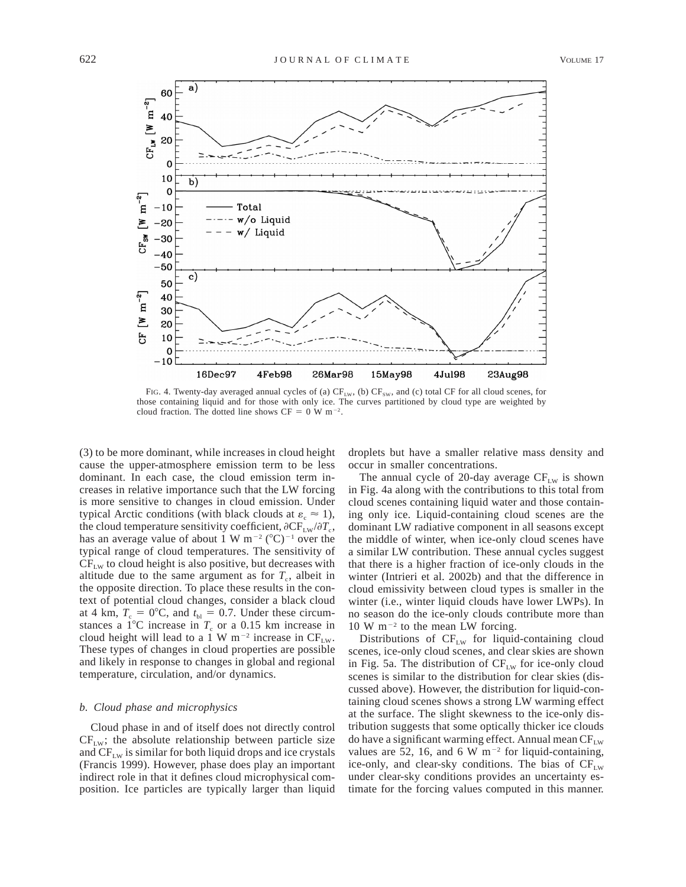FIG. 4. Twenty-day averaged annual cycles of (a) $CF_{LW}$, (b) $CF_{SW}$, and (c) total CF for all cloud scenes, for those containing liquid and for those with only ice. The curves partitioned by cloud type are weighted by cloud fraction. The dotted line shows CF = 0 W m$^{-2}$.

(3) to be more dominant, while increases in cloud height cause the upper-atmosphere emission term to be less dominant. In each case, the cloud emission term increases in relative importance such that the LW forcing is more sensitive to changes in cloud emission. Under typical Arctic conditions (with black clouds at $\varepsilon_c \approx 1$), the cloud temperature sensitivity coefficient, $\partial CF_{LW}/\partial T_c$, has an average value of about 1 W m$^{-2}$ (°C)$^{-1}$ over the typical range of cloud temperatures. The sensitivity of $CF_{LW}$ to cloud height is also positive, but decreases with altitude due to the same argument as for $T_c$, albeit in the opposite direction. To place these results in the context of potential cloud changes, consider a black cloud at 4 km, $T_c$ = 0°C, and $t_{bl}$ = 0.7. Under these circumstances a 1°C increase in $T_c$ or a 0.15 km increase in cloud height will lead to a 1 W m$^{-2}$ increase in $CF_{LW}$. These types of changes in cloud properties are possible and likely in response to changes in global and regional temperature, circulation, and/or dynamics.

### *b. Cloud phase and microphysics*

Cloud phase in and of itself does not directly control $CF_{LW}$; the absolute relationship between particle size and $CF_{LW}$ is similar for both liquid drops and ice crystals (Francis 1999). However, phase does play an important indirect role in that it defines cloud microphysical composition. Ice particles are typically larger than liquid droplets but have a smaller relative mass density and occur in smaller concentrations.

The annual cycle of 20-day average $CF_{LW}$ is shown in Fig. 4a along with the contributions to this total from cloud scenes containing liquid water and those containing only ice. Liquid-containing cloud scenes are the dominant LW radiative component in all seasons except the middle of winter, when ice-only cloud scenes have a similar LW contribution. These annual cycles suggest that there is a higher fraction of ice-only clouds in the winter (Intrieri et al. 2002b) and that the difference in cloud emissivity between cloud types is smaller in the winter (i.e., winter liquid clouds have lower LWPs). In no season do the ice-only clouds contribute more than 10 W m$^{-2}$ to the mean LW forcing.

Distributions of $CF_{LW}$ for liquid-containing cloud scenes, ice-only cloud scenes, and clear skies are shown in Fig. 5a. The distribution of $CF_{LW}$ for ice-only cloud scenes is similar to the distribution for clear skies (discussed above). However, the distribution for liquid-containing cloud scenes shows a strong LW warming effect at the surface. The slight skewness to the ice-only distribution suggests that some optically thicker ice clouds do have a significant warming effect. Annual mean $CF_{LW}$ values are 52, 16, and 6 W m$^{-2}$ for liquid-containing, ice-only, and clear-sky conditions. The bias of $CF_{LW}$ under clear-sky conditions provides an uncertainty estimate for the forcing values computed in this manner.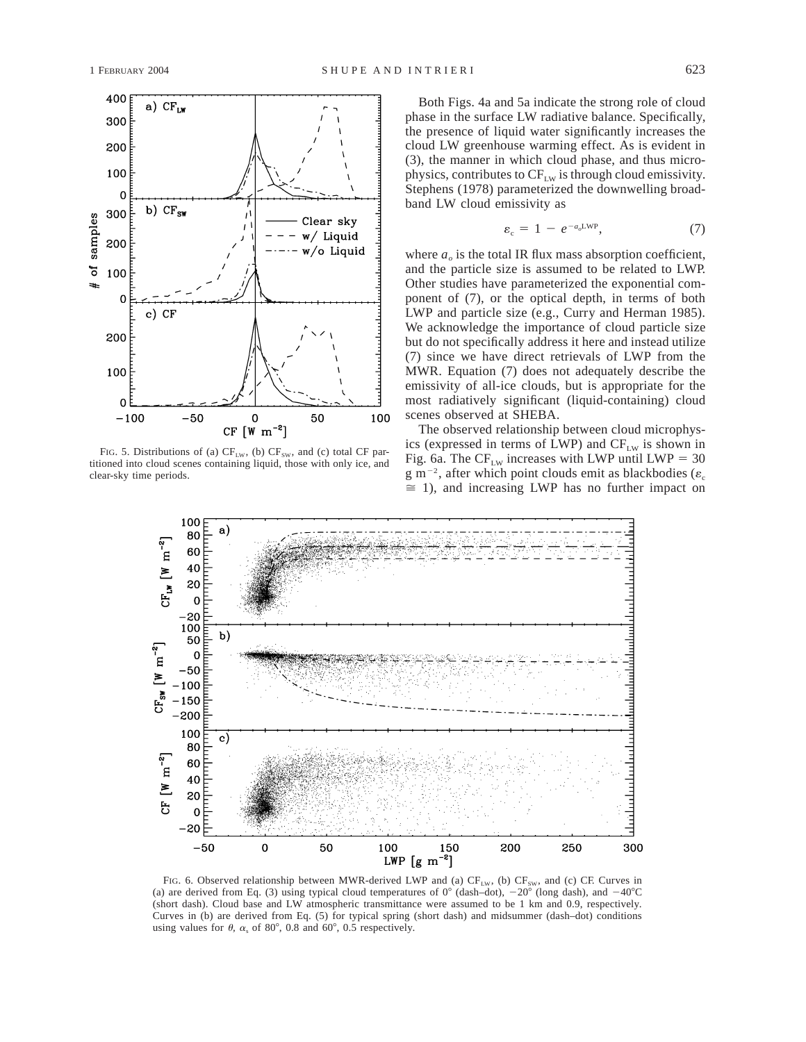FIG. 5. Distributions of (a) $CF_{LW}$, (b) $CF_{SW}$, and (c) total CF partitioned into cloud scenes containing liquid, those with only ice, and clear-sky time periods.

Both Figs. 4a and 5a indicate the strong role of cloud phase in the surface LW radiative balance. Specifically, the presence of liquid water significantly increases the cloud LW greenhouse warming effect. As is evident in (3), the manner in which cloud phase, and thus microphysics, contributes to $CF_{LW}$ is through cloud emissivity. Stephens (1978) parameterized the downwelling broadband LW cloud emissivity as

$$\varepsilon_c = 1 - e^{-a_o \mathrm{LWP}}, \tag{7}$$

where $a_o$ is the total IR flux mass absorption coefficient, and the particle size is assumed to be related to LWP. Other studies have parameterized the exponential component of (7), or the optical depth, in terms of both LWP and particle size (e.g., Curry and Herman 1985). We acknowledge the importance of cloud particle size but do not specifically address it here and instead utilize (7) since we have direct retrievals of LWP from the MWR. Equation (7) does not adequately describe the emissivity of all-ice clouds, but is appropriate for the most radiatively significant (liquid-containing) cloud scenes observed at SHEBA.

The observed relationship between cloud microphysics (expressed in terms of LWP) and $CF_{LW}$ is shown in Fig. 6a. The $CF_{LW}$ increases with LWP until LWP = 30 g m$^{-2}$, after which point clouds emit as blackbodies ($\varepsilon_c \cong 1$), and increasing LWP has no further impact on

FIG. 6. Observed relationship between MWR-derived LWP and (a) $CF_{LW}$, (b) $CF_{SW}$, and (c) CF. Curves in (a) are derived from Eq. (3) using typical cloud temperatures of 0° (dash–dot), −20° (long dash), and −40°C (short dash). Cloud base and LW atmospheric transmittance were assumed to be 1 km and 0.9, respectively. Curves in (b) are derived from Eq. (5) for typical spring (short dash) and midsummer (dash–dot) conditions using values for $\theta$, $\alpha_s$ of 80°, 0.8 and 60°, 0.5 respectively.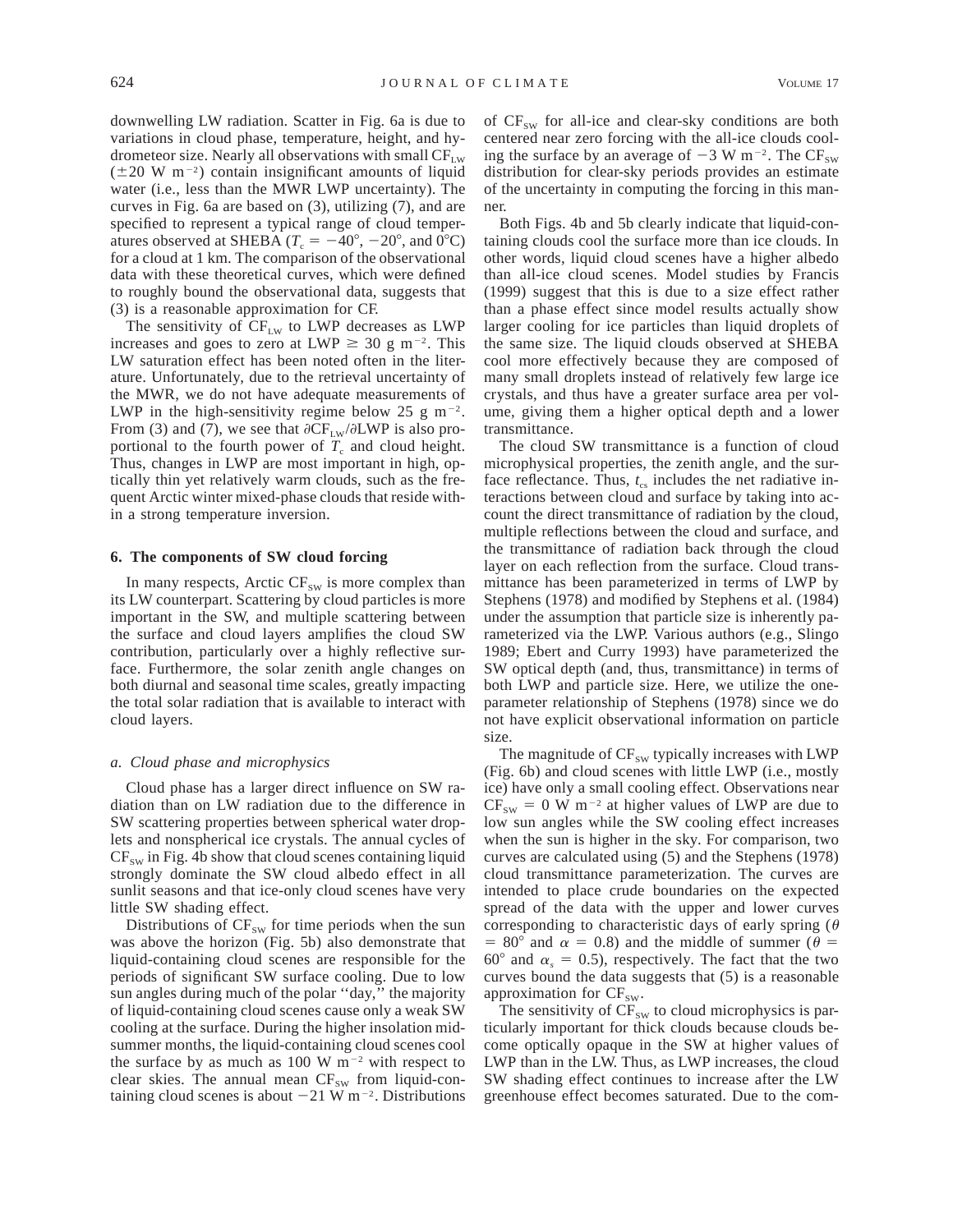downwelling LW radiation. Scatter in Fig. 6a is due to variations in cloud phase, temperature, height, and hydrometeor size. Nearly all observations with small $CF_{LW}$ ($\pm 20$ W m$^{-2}$) contain insignificant amounts of liquid water (i.e., less than the MWR LWP uncertainty). The curves in Fig. 6a are based on (3), utilizing (7), and are specified to represent a typical range of cloud temperatures observed at SHEBA ($T_c = -40°$, $-20°$, and $0°C$) for a cloud at 1 km. The comparison of the observational data with these theoretical curves, which were defined to roughly bound the observational data, suggests that (3) is a reasonable approximation for CF.

The sensitivity of $CF_{LW}$ to LWP decreases as LWP increases and goes to zero at LWP $\geq 30$ g m$^{-2}$. This LW saturation effect has been noted often in the literature. Unfortunately, due to the retrieval uncertainty of the MWR, we do not have adequate measurements of LWP in the high-sensitivity regime below 25 g m$^{-2}$. From (3) and (7), we see that $\partial CF_{LW}/\partial LWP$ is also proportional to the fourth power of $T_c$ and cloud height. Thus, changes in LWP are most important in high, optically thin yet relatively warm clouds, such as the frequent Arctic winter mixed-phase clouds that reside within a strong temperature inversion.

## 6. The components of SW cloud forcing

In many respects, Arctic $CF_{SW}$ is more complex than its LW counterpart. Scattering by cloud particles is more important in the SW, and multiple scattering between the surface and cloud layers amplifies the cloud SW contribution, particularly over a highly reflective surface. Furthermore, the solar zenith angle changes on both diurnal and seasonal time scales, greatly impacting the total solar radiation that is available to interact with cloud layers.

### *a. Cloud phase and microphysics*

Cloud phase has a larger direct influence on SW radiation than on LW radiation due to the difference in SW scattering properties between spherical water droplets and nonspherical ice crystals. The annual cycles of $CF_{SW}$ in Fig. 4b show that cloud scenes containing liquid strongly dominate the SW cloud albedo effect in all sunlit seasons and that ice-only cloud scenes have very little SW shading effect.

Distributions of $CF_{SW}$ for time periods when the sun was above the horizon (Fig. 5b) also demonstrate that liquid-containing cloud scenes are responsible for the periods of significant SW surface cooling. Due to low sun angles during much of the polar "day," the majority of liquid-containing cloud scenes cause only a weak SW cooling at the surface. During the higher insolation midsummer months, the liquid-containing cloud scenes cool the surface by as much as 100 W m$^{-2}$ with respect to clear skies. The annual mean $CF_{SW}$ from liquid-containing cloud scenes is about $-21$ W m$^{-2}$. Distributions of $CF_{SW}$ for all-ice and clear-sky conditions are both centered near zero forcing with the all-ice clouds cooling the surface by an average of $-3$ W m$^{-2}$. The $CF_{SW}$ distribution for clear-sky periods provides an estimate of the uncertainty in computing the forcing in this manner.

Both Figs. 4b and 5b clearly indicate that liquid-containing clouds cool the surface more than ice clouds. In other words, liquid cloud scenes have a higher albedo than all-ice cloud scenes. Model studies by Francis (1999) suggest that this is due to a size effect rather than a phase effect since model results actually show larger cooling for ice particles than liquid droplets of the same size. The liquid clouds observed at SHEBA cool more effectively because they are composed of many small droplets instead of relatively few large ice crystals, and thus have a greater surface area per volume, giving them a higher optical depth and a lower transmittance.

The cloud SW transmittance is a function of cloud microphysical properties, the zenith angle, and the surface reflectance. Thus, $t_{cs}$ includes the net radiative interactions between cloud and surface by taking into account the direct transmittance of radiation by the cloud, multiple reflections between the cloud and surface, and the transmittance of radiation back through the cloud layer on each reflection from the surface. Cloud transmittance has been parameterized in terms of LWP by Stephens (1978) and modified by Stephens et al. (1984) under the assumption that particle size is inherently parameterized via the LWP. Various authors (e.g., Slingo 1989; Ebert and Curry 1993) have parameterized the SW optical depth (and, thus, transmittance) in terms of both LWP and particle size. Here, we utilize the one-parameter relationship of Stephens (1978) since we do not have explicit observational information on particle size.

The magnitude of $CF_{SW}$ typically increases with LWP (Fig. 6b) and cloud scenes with little LWP (i.e., mostly ice) have only a small cooling effect. Observations near $CF_{SW} = 0$ W m$^{-2}$ at higher values of LWP are due to low sun angles while the SW cooling effect increases when the sun is higher in the sky. For comparison, two curves are calculated using (5) and the Stephens (1978) cloud transmittance parameterization. The curves are intended to place crude boundaries on the expected spread of the data with the upper and lower curves corresponding to characteristic days of early spring ($\theta = 80°$ and $\alpha = 0.8$) and the middle of summer ($\theta = 60°$ and $\alpha_s = 0.5$), respectively. The fact that the two curves bound the data suggests that (5) is a reasonable approximation for $CF_{SW}$.

The sensitivity of $CF_{SW}$ to cloud microphysics is particularly important for thick clouds because clouds become optically opaque in the SW at higher values of LWP than in the LW. Thus, as LWP increases, the cloud SW shading effect continues to increase after the LW greenhouse effect becomes saturated. Due to the com-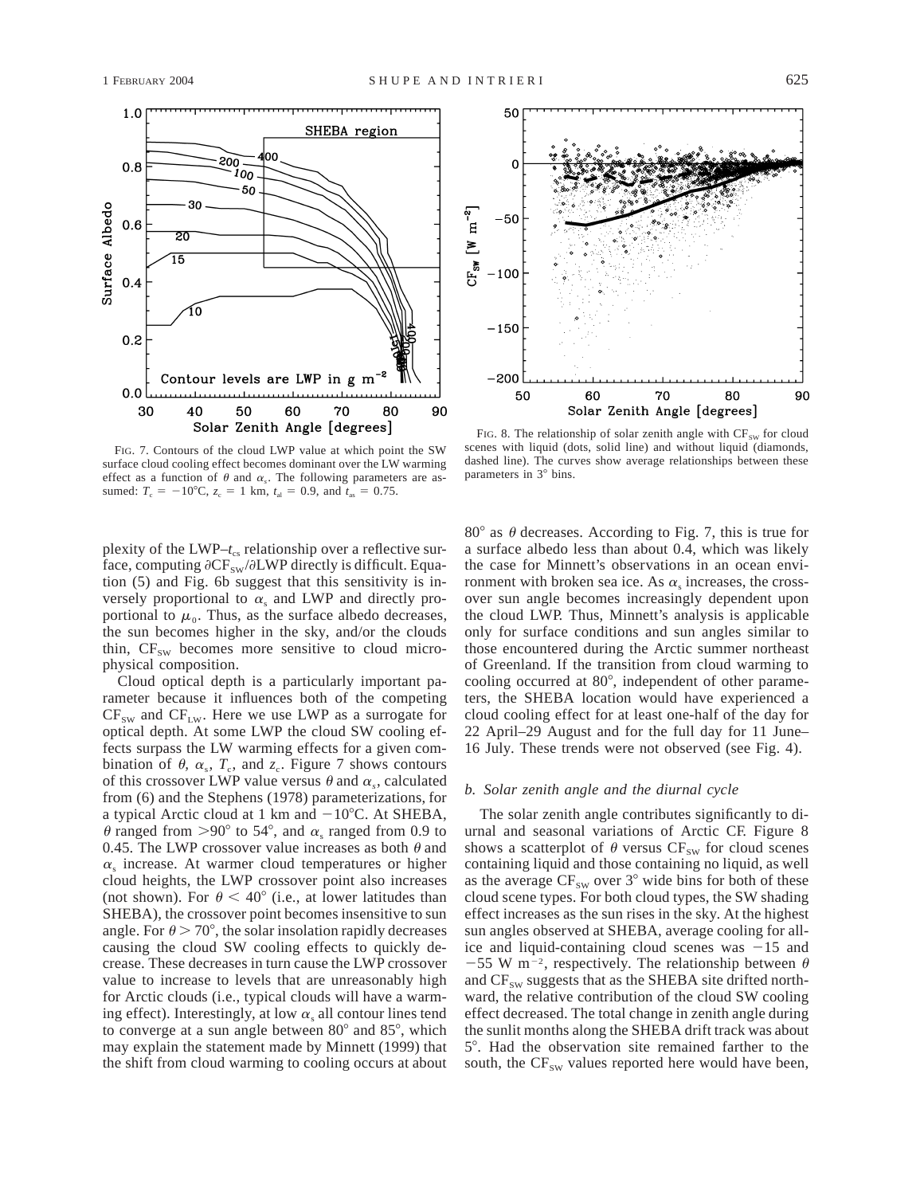FIG. 7. Contours of the cloud LWP value at which point the SW surface cloud cooling effect becomes dominant over the LW warming effect as a function of $\theta$ and $\alpha_s$. The following parameters are assumed: $T_c = -10°C$, $z_c = 1$ km, $t_{al} = 0.9$, and $t_{as} = 0.75$.

FIG. 8. The relationship of solar zenith angle with $CF_{SW}$ for cloud scenes with liquid (dots, solid line) and without liquid (diamonds, dashed line). The curves show average relationships between these parameters in 3° bins.

plexity of the LWP–$t_{cs}$ relationship over a reflective surface, computing $\partial CF_{SW}/\partial LWP$ directly is difficult. Equation (5) and Fig. 6b suggest that this sensitivity is inversely proportional to $\alpha_s$ and LWP and directly proportional to $\mu_0$. Thus, as the surface albedo decreases, the sun becomes higher in the sky, and/or the clouds thin, $CF_{SW}$ becomes more sensitive to cloud microphysical composition.

Cloud optical depth is a particularly important parameter because it influences both of the competing $CF_{SW}$ and $CF_{LW}$. Here we use LWP as a surrogate for optical depth. At some LWP the cloud SW cooling effects surpass the LW warming effects for a given combination of $\theta$, $\alpha_s$, $T_c$, and $z_c$. Figure 7 shows contours of this crossover LWP value versus $\theta$ and $\alpha_s$, calculated from (6) and the Stephens (1978) parameterizations, for a typical Arctic cloud at 1 km and −10°C. At SHEBA, $\theta$ ranged from >90° to 54°, and $\alpha_s$ ranged from 0.9 to 0.45. The LWP crossover value increases as both $\theta$ and $\alpha_s$ increase. At warmer cloud temperatures or higher cloud heights, the LWP crossover point also increases (not shown). For $\theta < 40°$ (i.e., at lower latitudes than SHEBA), the crossover point becomes insensitive to sun angle. For $\theta > 70°$, the solar insolation rapidly decreases causing the cloud SW cooling effects to quickly decrease. These decreases in turn cause the LWP crossover value to increase to levels that are unreasonably high for Arctic clouds (i.e., typical clouds will have a warming effect). Interestingly, at low $\alpha_s$ all contour lines tend to converge at a sun angle between 80° and 85°, which may explain the statement made by Minnett (1999) that the shift from cloud warming to cooling occurs at about 80° as $\theta$ decreases. According to Fig. 7, this is true for a surface albedo less than about 0.4, which was likely the case for Minnett's observations in an ocean environment with broken sea ice. As $\alpha_s$ increases, the crossover sun angle becomes increasingly dependent upon the cloud LWP. Thus, Minnett's analysis is applicable only for surface conditions and sun angles similar to those encountered during the Arctic summer northeast of Greenland. If the transition from cloud warming to cooling occurred at 80°, independent of other parameters, the SHEBA location would have experienced a cloud cooling effect for at least one-half of the day for 22 April–29 August and for the full day for 11 June–16 July. These trends were not observed (see Fig. 4).

### *b. Solar zenith angle and the diurnal cycle*

The solar zenith angle contributes significantly to diurnal and seasonal variations of Arctic CF. Figure 8 shows a scatterplot of $\theta$ versus $CF_{SW}$ for cloud scenes containing liquid and those containing no liquid, as well as the average $CF_{SW}$ over 3° wide bins for both of these cloud scene types. For both cloud types, the SW shading effect increases as the sun rises in the sky. At the highest sun angles observed at SHEBA, average cooling for all-ice and liquid-containing cloud scenes was −15 and −55 W m$^{-2}$, respectively. The relationship between $\theta$ and $CF_{SW}$ suggests that as the SHEBA site drifted northward, the relative contribution of the cloud SW cooling effect decreased. The total change in zenith angle during the sunlit months along the SHEBA drift track was about 5°. Had the observation site remained farther to the south, the $CF_{SW}$ values reported here would have been,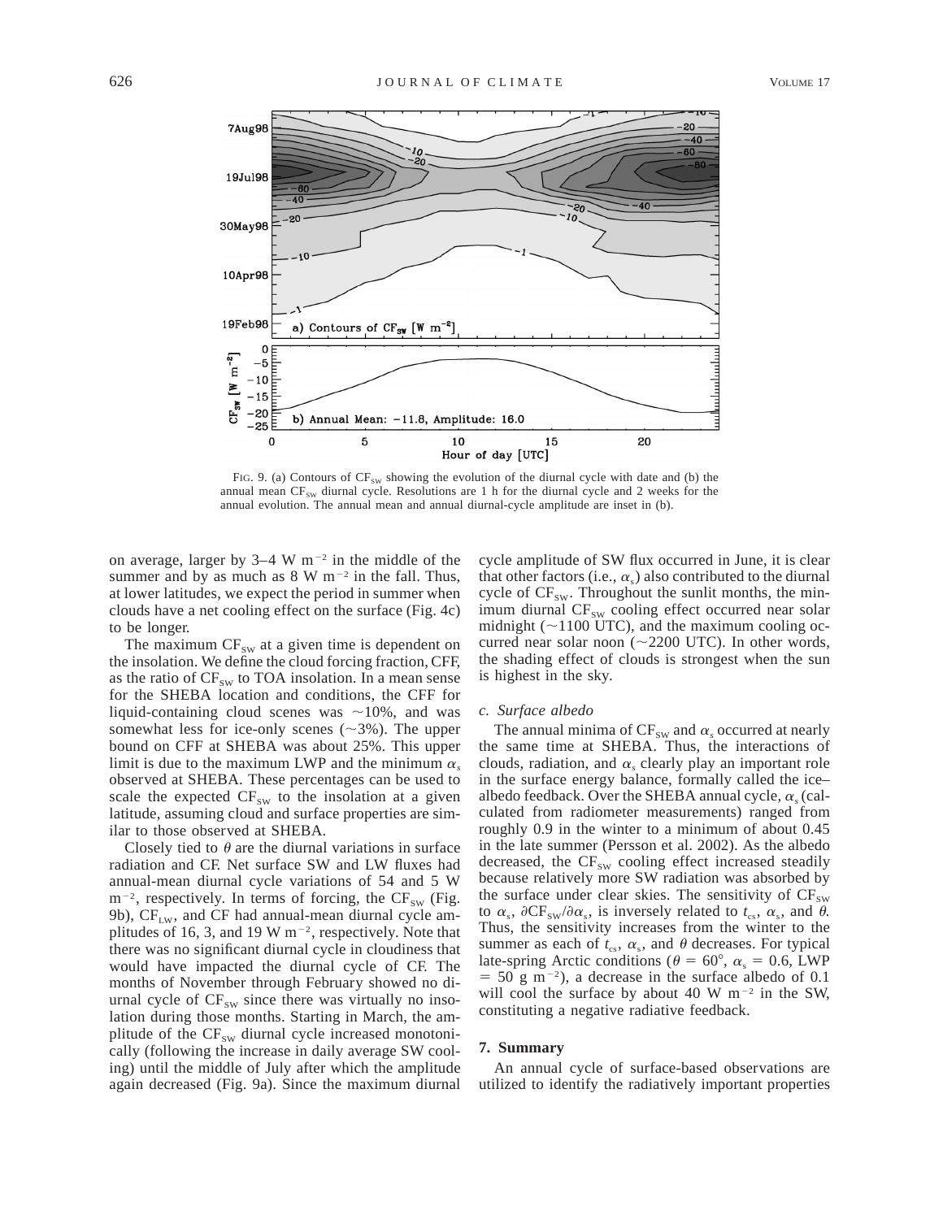FIG. 9. (a) Contours of $CF_{SW}$ showing the evolution of the diurnal cycle with date and (b) the annual mean $CF_{SW}$ diurnal cycle. Resolutions are 1 h for the diurnal cycle and 2 weeks for the annual evolution. The annual mean and annual diurnal-cycle amplitude are inset in (b).

on average, larger by 3–4 W $m^{-2}$ in the middle of the summer and by as much as 8 W $m^{-2}$ in the fall. Thus, at lower latitudes, we expect the period in summer when clouds have a net cooling effect on the surface (Fig. 4c) to be longer.

The maximum $CF_{SW}$ at a given time is dependent on the insolation. We define the cloud forcing fraction, CFF, as the ratio of $CF_{SW}$ to TOA insolation. In a mean sense for the SHEBA location and conditions, the CFF for liquid-containing cloud scenes was ~10%, and was somewhat less for ice-only scenes (~3%). The upper bound on CFF at SHEBA was about 25%. This upper limit is due to the maximum LWP and the minimum $\alpha_s$ observed at SHEBA. These percentages can be used to scale the expected $CF_{SW}$ to the insolation at a given latitude, assuming cloud and surface properties are similar to those observed at SHEBA.

Closely tied to $\theta$ are the diurnal variations in surface radiation and CF. Net surface SW and LW fluxes had annual-mean diurnal cycle variations of 54 and 5 W $m^{-2}$, respectively. In terms of forcing, the $CF_{SW}$ (Fig. 9b), $CF_{LW}$, and CF had annual-mean diurnal cycle amplitudes of 16, 3, and 19 W $m^{-2}$, respectively. Note that there was no significant diurnal cycle in cloudiness that would have impacted the diurnal cycle of CF. The months of November through February showed no diurnal cycle of $CF_{SW}$ since there was virtually no insolation during those months. Starting in March, the amplitude of the $CF_{SW}$ diurnal cycle increased monotonically (following the increase in daily average SW cooling) until the middle of July after which the amplitude again decreased (Fig. 9a). Since the maximum diurnal cycle amplitude of SW flux occurred in June, it is clear that other factors (i.e., $\alpha_s$) also contributed to the diurnal cycle of $CF_{SW}$. Throughout the sunlit months, the minimum diurnal $CF_{SW}$ cooling effect occurred near solar midnight (~1100 UTC), and the maximum cooling occurred near solar noon (~2200 UTC). In other words, the shading effect of clouds is strongest when the sun is highest in the sky.

### *c. Surface albedo*

The annual minima of $CF_{SW}$ and $\alpha_s$ occurred at nearly the same time at SHEBA. Thus, the interactions of clouds, radiation, and $\alpha_s$ clearly play an important role in the surface energy balance, formally called the ice–albedo feedback. Over the SHEBA annual cycle, $\alpha_s$ (calculated from radiometer measurements) ranged from roughly 0.9 in the winter to a minimum of about 0.45 in the late summer (Persson et al. 2002). As the albedo decreased, the $CF_{SW}$ cooling effect increased steadily because relatively more SW radiation was absorbed by the surface under clear skies. The sensitivity of $CF_{SW}$ to $\alpha_s$, $\partial CF_{SW}/\partial\alpha_s$, is inversely related to $t_{cs}$, $\alpha_s$, and $\theta$. Thus, the sensitivity increases from the winter to the summer as each of $t_{cs}$, $\alpha_s$, and $\theta$ decreases. For typical late-spring Arctic conditions ($\theta = 60°$, $\alpha_s = 0.6$, LWP $= 50$ g $m^{-2}$), a decrease in the surface albedo of 0.1 will cool the surface by about 40 W $m^{-2}$ in the SW, constituting a negative radiative feedback.

## 7. Summary

An annual cycle of surface-based observations are utilized to identify the radiatively important properties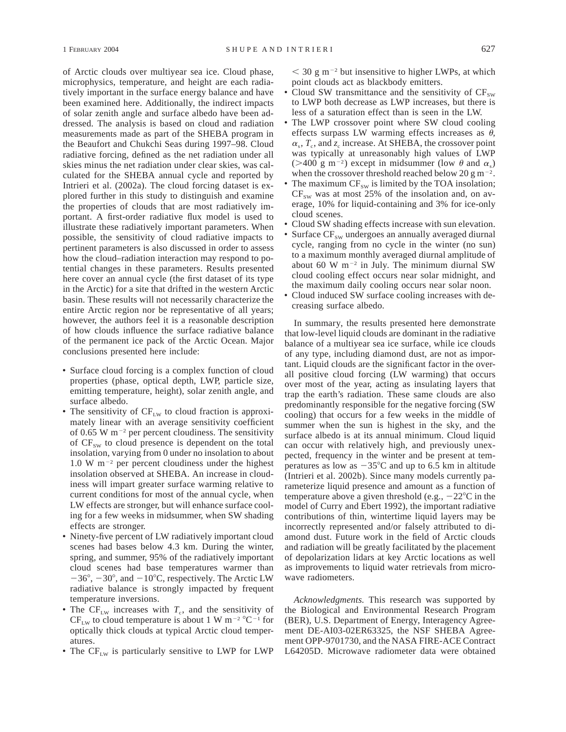of Arctic clouds over multiyear sea ice. Cloud phase, microphysics, temperature, and height are each radiatively important in the surface energy balance and have been examined here. Additionally, the indirect impacts of solar zenith angle and surface albedo have been addressed. The analysis is based on cloud and radiation measurements made as part of the SHEBA program in the Beaufort and Chukchi Seas during 1997–98. Cloud radiative forcing, defined as the net radiation under all skies minus the net radiation under clear skies, was calculated for the SHEBA annual cycle and reported by Intrieri et al. (2002a). The cloud forcing dataset is explored further in this study to distinguish and examine the properties of clouds that are most radiatively important. A first-order radiative flux model is used to illustrate these radiatively important parameters. When possible, the sensitivity of cloud radiative impacts to pertinent parameters is also discussed in order to assess how the cloud–radiation interaction may respond to potential changes in these parameters. Results presented here cover an annual cycle (the first dataset of its type in the Arctic) for a site that drifted in the western Arctic basin. These results will not necessarily characterize the entire Arctic region nor be representative of all years; however, the authors feel it is a reasonable description of how clouds influence the surface radiative balance of the permanent ice pack of the Arctic Ocean. Major conclusions presented here include:

- Surface cloud forcing is a complex function of cloud properties (phase, optical depth, LWP, particle size, emitting temperature, height), solar zenith angle, and surface albedo.
- The sensitivity of $CF_{LW}$ to cloud fraction is approximately linear with an average sensitivity coefficient of 0.65 W m$^{-2}$ per percent cloudiness. The sensitivity of $CF_{SW}$ to cloud presence is dependent on the total insolation, varying from 0 under no insolation to about 1.0 W m$^{-2}$ per percent cloudiness under the highest insolation observed at SHEBA. An increase in cloudiness will impart greater surface warming relative to current conditions for most of the annual cycle, when LW effects are stronger, but will enhance surface cooling for a few weeks in midsummer, when SW shading effects are stronger.
- Ninety-five percent of LW radiatively important cloud scenes had bases below 4.3 km. During the winter, spring, and summer, 95% of the radiatively important cloud scenes had base temperatures warmer than $-36°$, $-30°$, and $-10°$C, respectively. The Arctic LW radiative balance is strongly impacted by frequent temperature inversions.
- The $CF_{LW}$ increases with $T_c$, and the sensitivity of $CF_{LW}$ to cloud temperature is about 1 W m$^{-2}$ °C$^{-1}$ for optically thick clouds at typical Arctic cloud temperatures.
- The $CF_{LW}$ is particularly sensitive to LWP for LWP $< 30$ g m$^{-2}$ but insensitive to higher LWPs, at which point clouds act as blackbody emitters.
- Cloud SW transmittance and the sensitivity of $CF_{SW}$ to LWP both decrease as LWP increases, but there is less of a saturation effect than is seen in the LW.
- The LWP crossover point where SW cloud cooling effects surpass LW warming effects increases as $\theta$, $\alpha_s$, $T_c$, and $z_c$ increase. At SHEBA, the crossover point was typically at unreasonably high values of LWP ($>400$ g m$^{-2}$) except in midsummer (low $\theta$ and $\alpha_s$) when the crossover threshold reached below 20 g m$^{-2}$.
- The maximum $CF_{SW}$ is limited by the TOA insolation; $CF_{SW}$ was at most 25% of the insolation and, on average, 10% for liquid-containing and 3% for ice-only cloud scenes.
- Cloud SW shading effects increase with sun elevation.
- Surface $CF_{SW}$ undergoes an annually averaged diurnal cycle, ranging from no cycle in the winter (no sun) to a maximum monthly averaged diurnal amplitude of about 60 W m$^{-2}$ in July. The minimum diurnal SW cloud cooling effect occurs near solar midnight, and the maximum daily cooling occurs near solar noon.
- Cloud induced SW surface cooling increases with decreasing surface albedo.

In summary, the results presented here demonstrate that low-level liquid clouds are dominant in the radiative balance of a multiyear sea ice surface, while ice clouds of any type, including diamond dust, are not as important. Liquid clouds are the significant factor in the overall positive cloud forcing (LW warming) that occurs over most of the year, acting as insulating layers that trap the earth's radiation. These same clouds are also predominantly responsible for the negative forcing (SW cooling) that occurs for a few weeks in the middle of summer when the sun is highest in the sky, and the surface albedo is at its annual minimum. Cloud liquid can occur with relatively high, and previously unexpected, frequency in the winter and be present at temperatures as low as $-35°$C and up to 6.5 km in altitude (Intrieri et al. 2002b). Since many models currently parameterize liquid presence and amount as a function of temperature above a given threshold (e.g., $-22°$C in the model of Curry and Ebert 1992), the important radiative contributions of thin, wintertime liquid layers may be incorrectly represented and/or falsely attributed to diamond dust. Future work in the field of Arctic clouds and radiation will be greatly facilitated by the placement of depolarization lidars at key Arctic locations as well as improvements to liquid water retrievals from microwave radiometers.

*Acknowledgments.* This research was supported by the Biological and Environmental Research Program (BER), U.S. Department of Energy, Interagency Agreement DE-AI03-02ER63325, the NSF SHEBA Agreement OPP-9701730, and the NASA FIRE-ACE Contract L64205D. Microwave radiometer data were obtained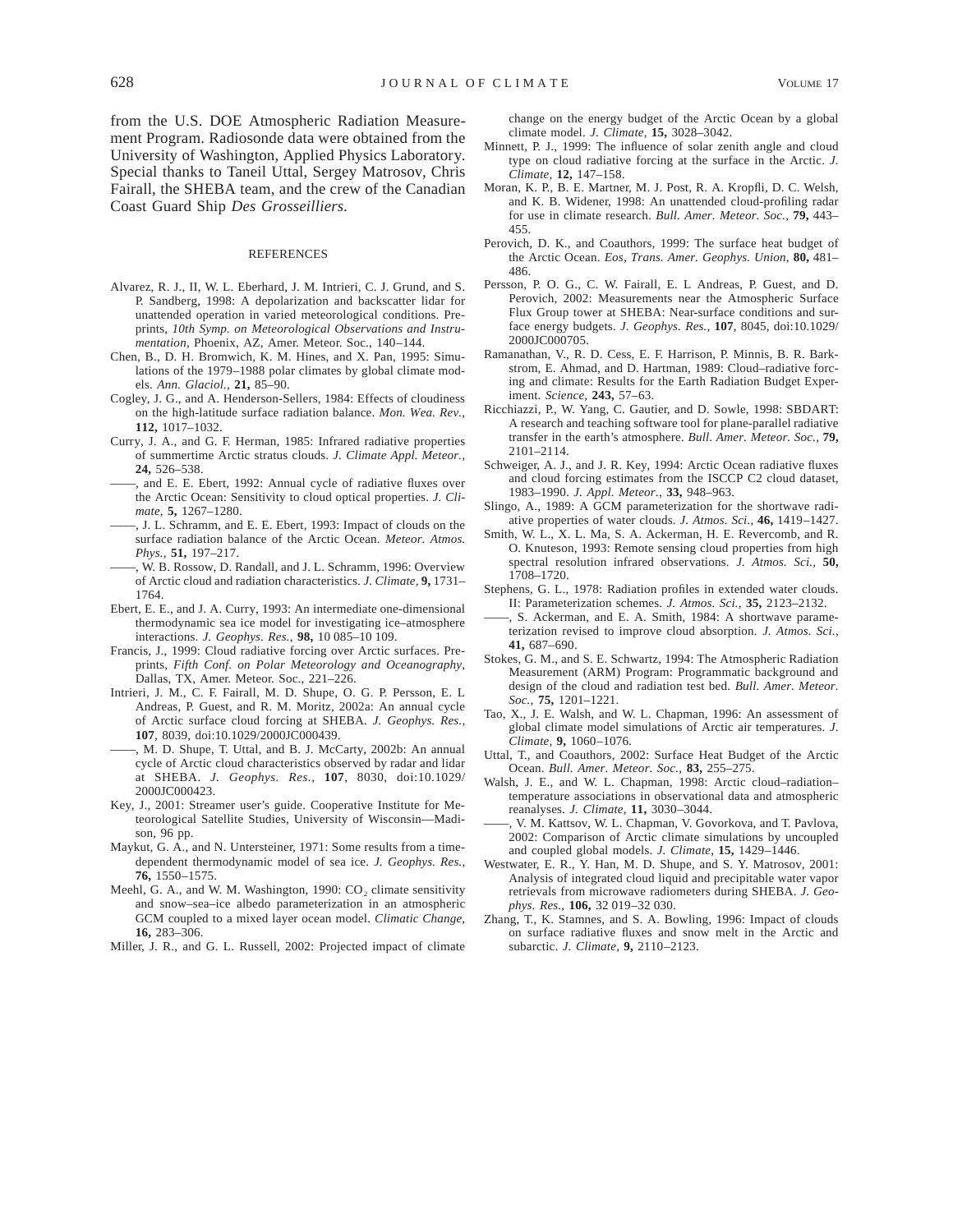from the U.S. DOE Atmospheric Radiation Measurement Program. Radiosonde data were obtained from the University of Washington, Applied Physics Laboratory. Special thanks to Taneil Uttal, Sergey Matrosov, Chris Fairall, the SHEBA team, and the crew of the Canadian Coast Guard Ship *Des Grosseilliers*.

## REFERENCES

Alvarez, R. J., II, W. L. Eberhard, J. M. Intrieri, C. J. Grund, and S. P. Sandberg, 1998: A depolarization and backscatter lidar for unattended operation in varied meteorological conditions. Preprints, *10th Symp. on Meteorological Observations and Instrumentation*, Phoenix, AZ, Amer. Meteor. Soc., 140–144.

Chen, B., D. H. Bromwich, K. M. Hines, and X. Pan, 1995: Simulations of the 1979–1988 polar climates by global climate models. *Ann. Glaciol.,* **21,** 85–90.

Cogley, J. G., and A. Henderson-Sellers, 1984: Effects of cloudiness on the high-latitude surface radiation balance. *Mon. Wea. Rev.,* **112,** 1017–1032.

Curry, J. A., and G. F. Herman, 1985: Infrared radiative properties of summertime Arctic stratus clouds. *J. Climate Appl. Meteor.,* **24,** 526–538.

——, and E. E. Ebert, 1992: Annual cycle of radiative fluxes over the Arctic Ocean: Sensitivity to cloud optical properties. *J. Climate,* **5,** 1267–1280.

——, J. L. Schramm, and E. E. Ebert, 1993: Impact of clouds on the surface radiation balance of the Arctic Ocean. *Meteor. Atmos. Phys.,* **51,** 197–217.

——, W. B. Rossow, D. Randall, and J. L. Schramm, 1996: Overview of Arctic cloud and radiation characteristics. *J. Climate,* **9,** 1731–1764.

Ebert, E. E., and J. A. Curry, 1993: An intermediate one-dimensional thermodynamic sea ice model for investigating ice–atmosphere interactions. *J. Geophys. Res.,* **98,** 10 085–10 109.

Francis, J., 1999: Cloud radiative forcing over Arctic surfaces. Preprints, *Fifth Conf. on Polar Meteorology and Oceanography*, Dallas, TX, Amer. Meteor. Soc., 221–226.

Intrieri, J. M., C. F. Fairall, M. D. Shupe, O. G. P. Persson, E. L Andreas, P. Guest, and R. M. Moritz, 2002a: An annual cycle of Arctic surface cloud forcing at SHEBA. *J. Geophys. Res.,* **107**, 8039, doi:10.1029/2000JC000439.

——, M. D. Shupe, T. Uttal, and B. J. McCarty, 2002b: An annual cycle of Arctic cloud characteristics observed by radar and lidar at SHEBA. *J. Geophys. Res.,* **107**, 8030, doi:10.1029/2000JC000423.

Key, J., 2001: Streamer user's guide. Cooperative Institute for Meteorological Satellite Studies, University of Wisconsin—Madison, 96 pp.

Maykut, G. A., and N. Untersteiner, 1971: Some results from a time-dependent thermodynamic model of sea ice. *J. Geophys. Res.,* **76,** 1550–1575.

Meehl, G. A., and W. M. Washington, 1990: $CO_2$ climate sensitivity and snow–sea–ice albedo parameterization in an atmospheric GCM coupled to a mixed layer ocean model. *Climatic Change,* **16,** 283–306.

Miller, J. R., and G. L. Russell, 2002: Projected impact of climate change on the energy budget of the Arctic Ocean by a global climate model. *J. Climate,* **15,** 3028–3042.

Minnett, P. J., 1999: The influence of solar zenith angle and cloud type on cloud radiative forcing at the surface in the Arctic. *J. Climate,* **12,** 147–158.

Moran, K. P., B. E. Martner, M. J. Post, R. A. Kropfli, D. C. Welsh, and K. B. Widener, 1998: An unattended cloud-profiling radar for use in climate research. *Bull. Amer. Meteor. Soc.,* **79,** 443–455.

Perovich, D. K., and Coauthors, 1999: The surface heat budget of the Arctic Ocean. *Eos, Trans. Amer. Geophys. Union,* **80,** 481–486.

Persson, P. O. G., C. W. Fairall, E. L Andreas, P. Guest, and D. Perovich, 2002: Measurements near the Atmospheric Surface Flux Group tower at SHEBA: Near-surface conditions and surface energy budgets. *J. Geophys. Res.,* **107**, 8045, doi:10.1029/2000JC000705.

Ramanathan, V., R. D. Cess, E. F. Harrison, P. Minnis, B. R. Barkstrom, E. Ahmad, and D. Hartman, 1989: Cloud–radiative forcing and climate: Results for the Earth Radiation Budget Experiment. *Science,* **243,** 57–63.

Ricchiazzi, P., W. Yang, C. Gautier, and D. Sowle, 1998: SBDART: A research and teaching software tool for plane-parallel radiative transfer in the earth's atmosphere. *Bull. Amer. Meteor. Soc.,* **79,** 2101–2114.

Schweiger, A. J., and J. R. Key, 1994: Arctic Ocean radiative fluxes and cloud forcing estimates from the ISCCP C2 cloud dataset, 1983–1990. *J. Appl. Meteor.,* **33,** 948–963.

Slingo, A., 1989: A GCM parameterization for the shortwave radiative properties of water clouds. *J. Atmos. Sci.,* **46,** 1419–1427.

Smith, W. L., X. L. Ma, S. A. Ackerman, H. E. Revercomb, and R. O. Knuteson, 1993: Remote sensing cloud properties from high spectral resolution infrared observations. *J. Atmos. Sci.,* **50,** 1708–1720.

Stephens, G. L., 1978: Radiation profiles in extended water clouds. II: Parameterization schemes. *J. Atmos. Sci.,* **35,** 2123–2132.

——, S. Ackerman, and E. A. Smith, 1984: A shortwave parameterization revised to improve cloud absorption. *J. Atmos. Sci.,* **41,** 687–690.

Stokes, G. M., and S. E. Schwartz, 1994: The Atmospheric Radiation Measurement (ARM) Program: Programmatic background and design of the cloud and radiation test bed. *Bull. Amer. Meteor. Soc.,* **75,** 1201–1221.

Tao, X., J. E. Walsh, and W. L. Chapman, 1996: An assessment of global climate model simulations of Arctic air temperatures. *J. Climate,* **9,** 1060–1076.

Uttal, T., and Coauthors, 2002: Surface Heat Budget of the Arctic Ocean. *Bull. Amer. Meteor. Soc.,* **83,** 255–275.

Walsh, J. E., and W. L. Chapman, 1998: Arctic cloud–radiation–temperature associations in observational data and atmospheric reanalyses. *J. Climate,* **11,** 3030–3044.

——, V. M. Kattsov, W. L. Chapman, V. Govorkova, and T. Pavlova, 2002: Comparison of Arctic climate simulations by uncoupled and coupled global models. *J. Climate,* **15,** 1429–1446.

Westwater, E. R., Y. Han, M. D. Shupe, and S. Y. Matrosov, 2001: Analysis of integrated cloud liquid and precipitable water vapor retrievals from microwave radiometers during SHEBA. *J. Geophys. Res.,* **106,** 32 019–32 030.

Zhang, T., K. Stamnes, and S. A. Bowling, 1996: Impact of clouds on surface radiative fluxes and snow melt in the Arctic and subarctic. *J. Climate,* **9,** 2110–2123.